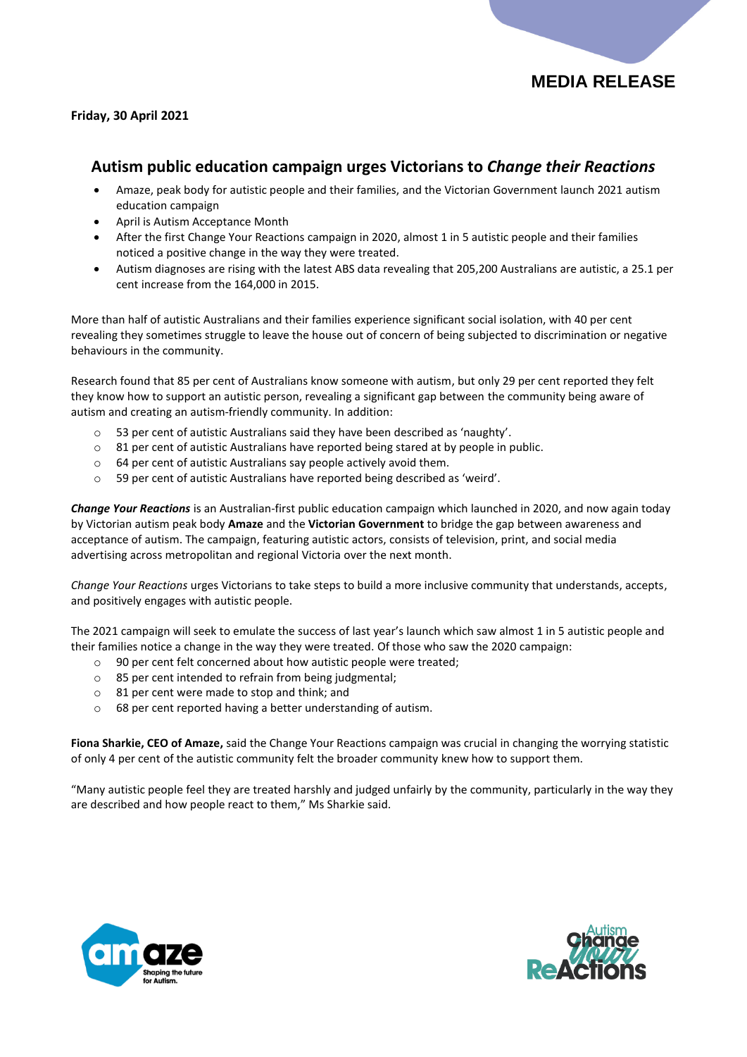MEDIA RELEASE

**Friday, 30 April 2021**

## Autism public education campaign urges Victorians to *Change their Reactions*

- Amaze, peak body for autistic people and their families, and the Victorian Government launch 2021 autism education campaign
- April is Autism Acceptance Month
- After the first Change Your Reactions campaign in 2020, almost 1 in 5 autistic people and their families noticed a positive change in the way they were treated.
- Autism diagnoses are rising with the latest ABS data revealing that 205,200 Australians are autistic, a 25.1 per cent increase from the 164,000 in 2015.

More than half of autistic Australians and their families experience significant social isolation, with 40 per cent revealing they sometimes struggle to leave the house out of concern of being subjected to discrimination or negative behaviours in the community.

Research found that 85 per cent of Australians know someone with autism, but only 29 per cent reported they felt they know how to support an autistic person, revealing a significant gap between the community being aware of autism and creating an autism-friendly community. In addition:

- 53 per cent of autistic Australians said they have been described as 'naughty'.
- 81 per cent of autistic Australians have reported being stared at by people in public.
- 64 per cent of autistic Australians say people actively avoid them.
- 59 per cent of autistic Australians have reported being described as 'weird'.

***Change Your Reactions*** is an Australian-first public education campaign which launched in 2020, and now again today by Victorian autism peak body **Amaze** and the **Victorian Government** to bridge the gap between awareness and acceptance of autism. The campaign, featuring autistic actors, consists of television, print, and social media advertising across metropolitan and regional Victoria over the next month.

*Change Your Reactions* urges Victorians to take steps to build a more inclusive community that understands, accepts, and positively engages with autistic people.

The 2021 campaign will seek to emulate the success of last year's launch which saw almost 1 in 5 autistic people and their families notice a change in the way they were treated. Of those who saw the 2020 campaign:

- 90 per cent felt concerned about how autistic people were treated;
- 85 per cent intended to refrain from being judgmental;
- 81 per cent were made to stop and think; and
- 68 per cent reported having a better understanding of autism.

**Fiona Sharkie, CEO of Amaze,** said the Change Your Reactions campaign was crucial in changing the worrying statistic of only 4 per cent of the autistic community felt the broader community knew how to support them.

"Many autistic people feel they are treated harshly and judged unfairly by the community, particularly in the way they are described and how people react to them," Ms Sharkie said.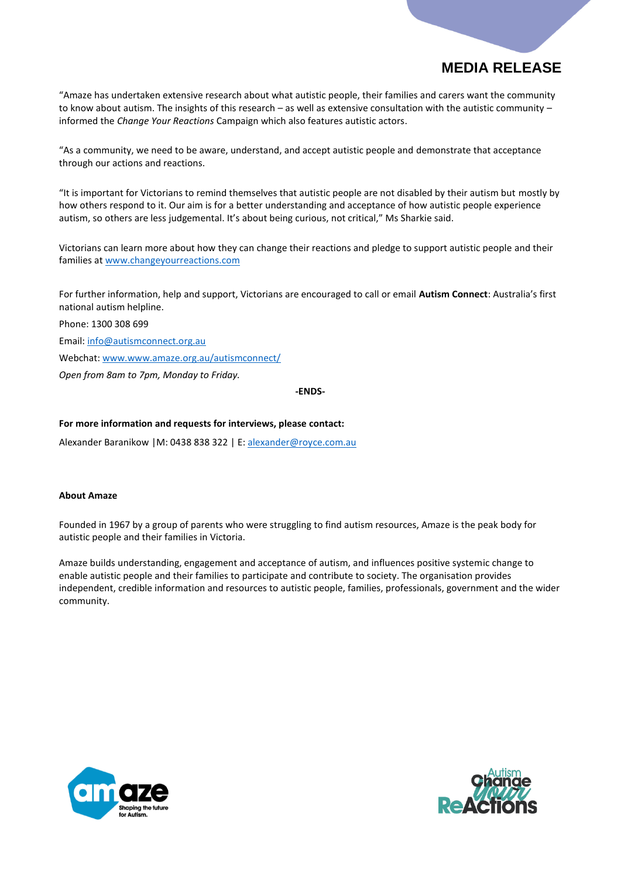# MEDIA RELEASE

"Amaze has undertaken extensive research about what autistic people, their families and carers want the community to know about autism. The insights of this research – as well as extensive consultation with the autistic community – informed the *Change Your Reactions* Campaign which also features autistic actors.

"As a community, we need to be aware, understand, and accept autistic people and demonstrate that acceptance through our actions and reactions.

"It is important for Victorians to remind themselves that autistic people are not disabled by their autism but mostly by how others respond to it. Our aim is for a better understanding and acceptance of how autistic people experience autism, so others are less judgemental. It's about being curious, not critical," Ms Sharkie said.

Victorians can learn more about how they can change their reactions and pledge to support autistic people and their families at www.changeyourreactions.com

For further information, help and support, Victorians are encouraged to call or email **Autism Connect**: Australia's first national autism helpline.

Phone: 1300 308 699

Email: info@autismconnect.org.au

Webchat: www.www.amaze.org.au/autismconnect/

*Open from 8am to 7pm, Monday to Friday.*

**-ENDS-**

**For more information and requests for interviews, please contact:**

Alexander Baranikow |M: 0438 838 322 | E: alexander@royce.com.au

**About Amaze**

Founded in 1967 by a group of parents who were struggling to find autism resources, Amaze is the peak body for autistic people and their families in Victoria.

Amaze builds understanding, engagement and acceptance of autism, and influences positive systemic change to enable autistic people and their families to participate and contribute to society. The organisation provides independent, credible information and resources to autistic people, families, professionals, government and the wider community.